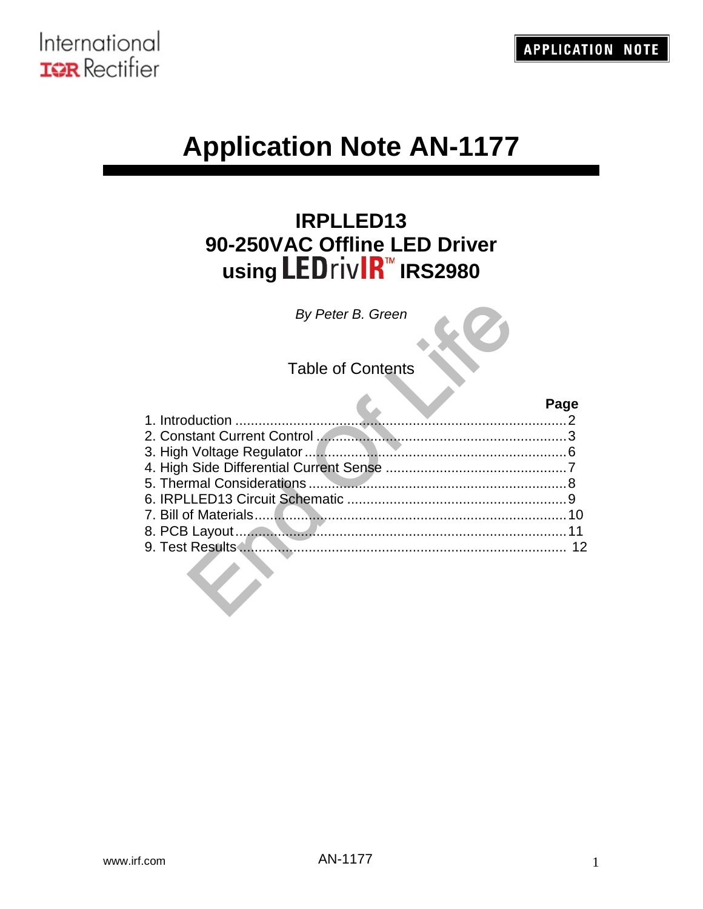International
IOR Rectifier

APPLICATION NOTE

# Application Note AN-1177

## IRPLLED13
## 90-250VAC Offline LED Driver
## using LEDrivIR™ IRS2980

*By Peter B. Green*

End Of Life

### Table of Contents

| | |
|---|---|
| | **Page** |
| 1. Introduction | 2 |
| 2. Constant Current Control | 3 |
| 3. High Voltage Regulator | 6 |
| 4. High Side Differential Current Sense | 7 |
| 5. Thermal Considerations | 8 |
| 6. IRPLLED13 Circuit Schematic | 9 |
| 7. Bill of Materials | 10 |
| 8. PCB Layout | 11 |
| 9. Test Results | 12 |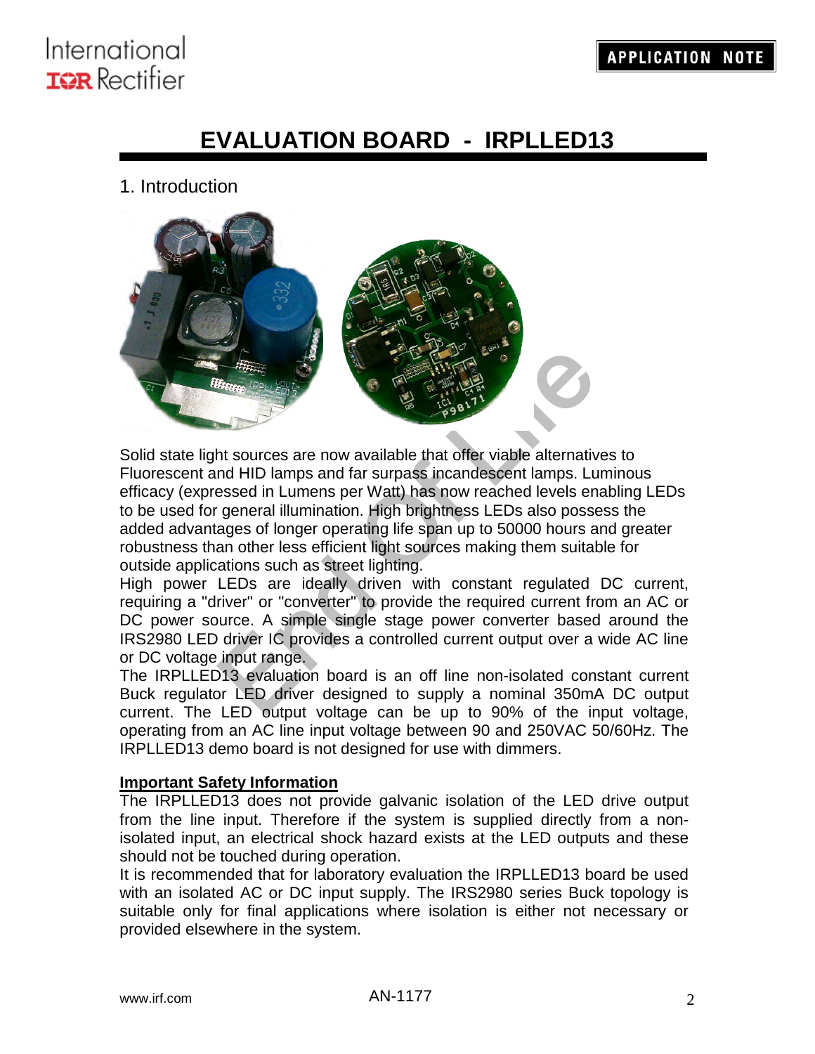# EVALUATION BOARD - IRPLLED13

## 1. Introduction

Solid state light sources are now available that offer viable alternatives to Fluorescent and HID lamps and far surpass incandescent lamps. Luminous efficacy (expressed in Lumens per Watt) has now reached levels enabling LEDs to be used for general illumination. High brightness LEDs also possess the added advantages of longer operating life span up to 50000 hours and greater robustness than other less efficient light sources making them suitable for outside applications such as street lighting.

High power LEDs are ideally driven with constant regulated DC current, requiring a "driver" or "converter" to provide the required current from an AC or DC power source. A simple single stage power converter based around the IRS2980 LED driver IC provides a controlled current output over a wide AC line or DC voltage input range.

The IRPLLED13 evaluation board is an off line non-isolated constant current Buck regulator LED driver designed to supply a nominal 350mA DC output current. The LED output voltage can be up to 90% of the input voltage, operating from an AC line input voltage between 90 and 250VAC 50/60Hz. The IRPLLED13 demo board is not designed for use with dimmers.

**Important Safety Information**

The IRPLLED13 does not provide galvanic isolation of the LED drive output from the line input. Therefore if the system is supplied directly from a non-isolated input, an electrical shock hazard exists at the LED outputs and these should not be touched during operation.

It is recommended that for laboratory evaluation the IRPLLED13 board be used with an isolated AC or DC input supply. The IRS2980 series Buck topology is suitable only for final applications where isolation is either not necessary or provided elsewhere in the system.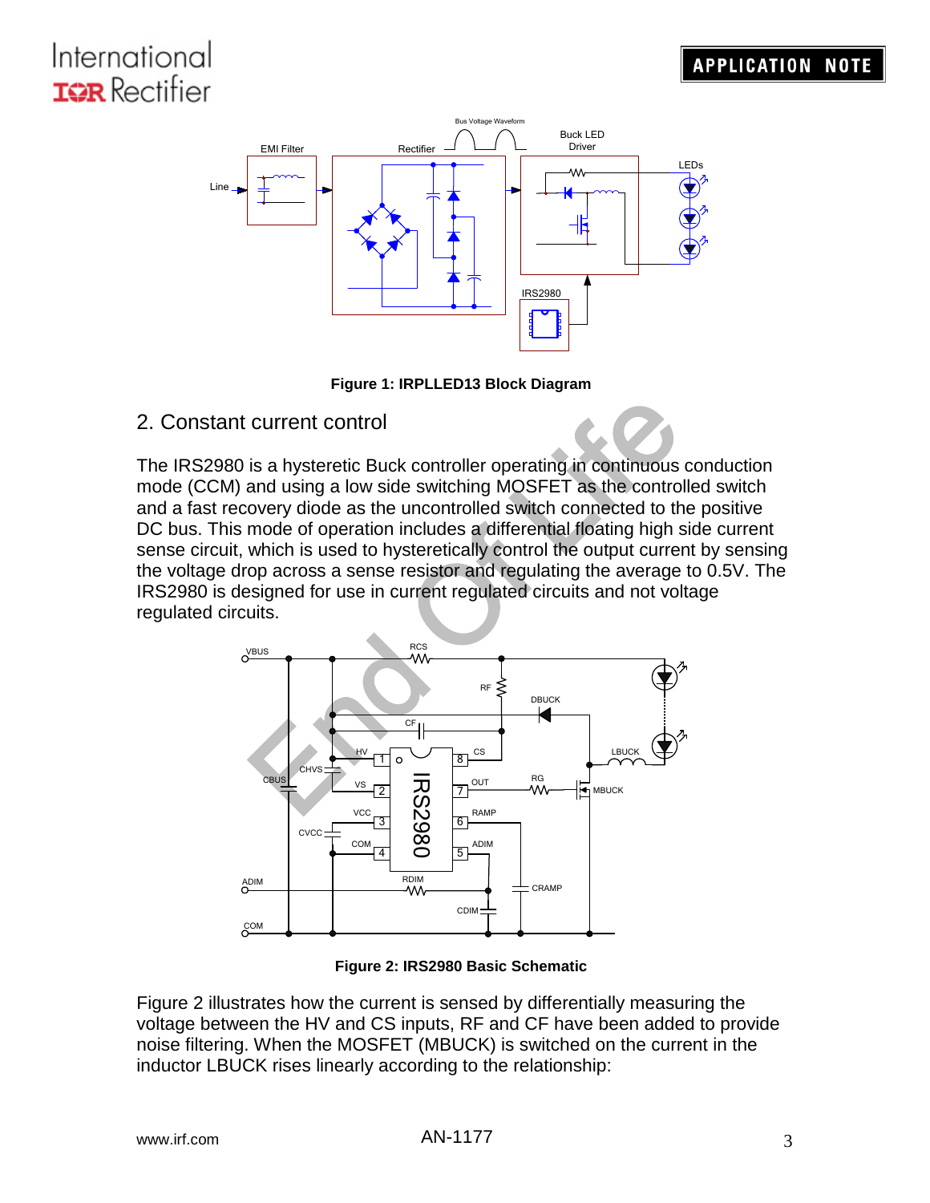Figure 1: IRPLLED13 Block Diagram

## 2. Constant current control

The IRS2980 is a hysteretic Buck controller operating in continuous conduction mode (CCM) and using a low side switching MOSFET as the controlled switch and a fast recovery diode as the uncontrolled switch connected to the positive DC bus. This mode of operation includes a differential floating high side current sense circuit, which is used to hysteretically control the output current by sensing the voltage drop across a sense resistor and regulating the average to 0.5V. The IRS2980 is designed for use in current regulated circuits and not voltage regulated circuits.

Figure 2: IRS2980 Basic Schematic

Figure 2 illustrates how the current is sensed by differentially measuring the voltage between the HV and CS inputs, RF and CF have been added to provide noise filtering. When the MOSFET (MBUCK) is switched on the current in the inductor LBUCK rises linearly according to the relationship: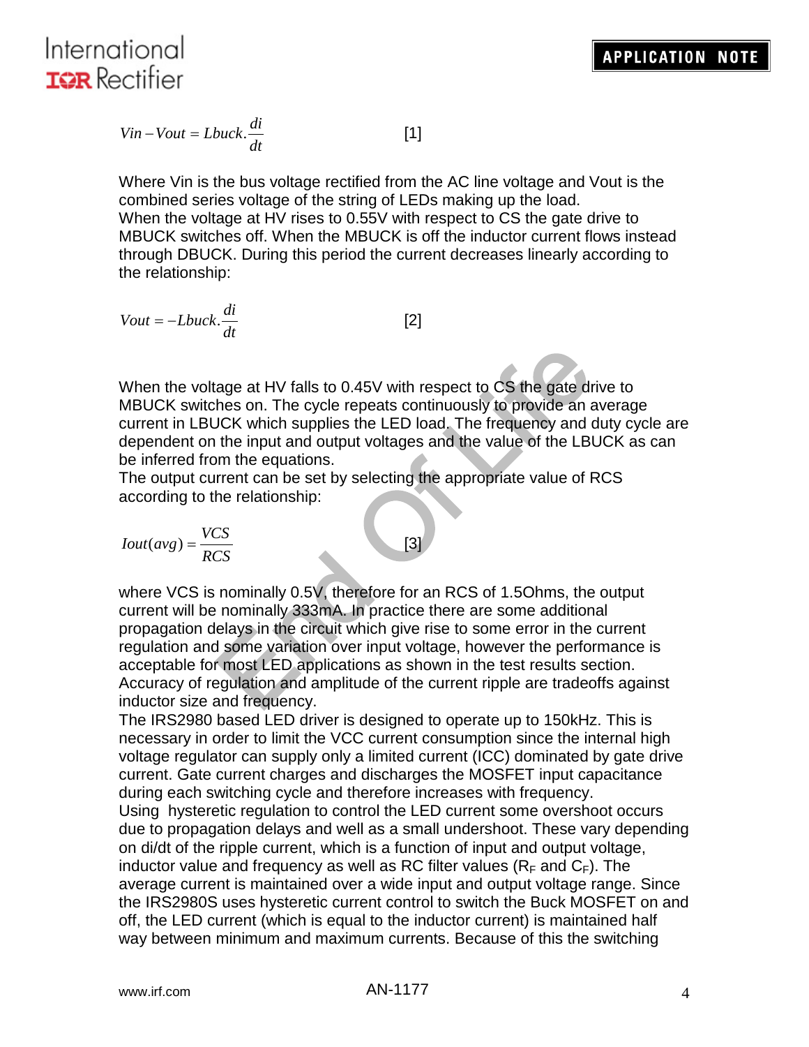$$Vin - Vout = Lbuck.\frac{di}{dt} \qquad [1]$$

Where Vin is the bus voltage rectified from the AC line voltage and Vout is the combined series voltage of the string of LEDs making up the load.
When the voltage at HV rises to 0.55V with respect to CS the gate drive to MBUCK switches off. When the MBUCK is off the inductor current flows instead through DBUCK. During this period the current decreases linearly according to the relationship:

$$Vout = -Lbuck.\frac{di}{dt} \qquad [2]$$

When the voltage at HV falls to 0.45V with respect to CS the gate drive to MBUCK switches on. The cycle repeats continuously to provide an average current in LBUCK which supplies the LED load. The frequency and duty cycle are dependent on the input and output voltages and the value of the LBUCK as can be inferred from the equations.
The output current can be set by selecting the appropriate value of RCS according to the relationship:

$$Iout(avg) = \frac{VCS}{RCS} \qquad [3]$$

where VCS is nominally 0.5V, therefore for an RCS of 1.5Ohms, the output current will be nominally 333mA. In practice there are some additional propagation delays in the circuit which give rise to some error in the current regulation and some variation over input voltage, however the performance is acceptable for most LED applications as shown in the test results section. Accuracy of regulation and amplitude of the current ripple are tradeoffs against inductor size and frequency.
The IRS2980 based LED driver is designed to operate up to 150kHz. This is necessary in order to limit the VCC current consumption since the internal high voltage regulator can supply only a limited current (ICC) dominated by gate drive current. Gate current charges and discharges the MOSFET input capacitance during each switching cycle and therefore increases with frequency.
Using hysteretic regulation to control the LED current some overshoot occurs due to propagation delays and well as a small undershoot. These vary depending on di/dt of the ripple current, which is a function of input and output voltage, inductor value and frequency as well as RC filter values ($R_F$ and $C_F$). The average current is maintained over a wide input and output voltage range. Since the IRS2980S uses hysteretic current control to switch the Buck MOSFET on and off, the LED current (which is equal to the inductor current) is maintained half way between minimum and maximum currents. Because of this the switching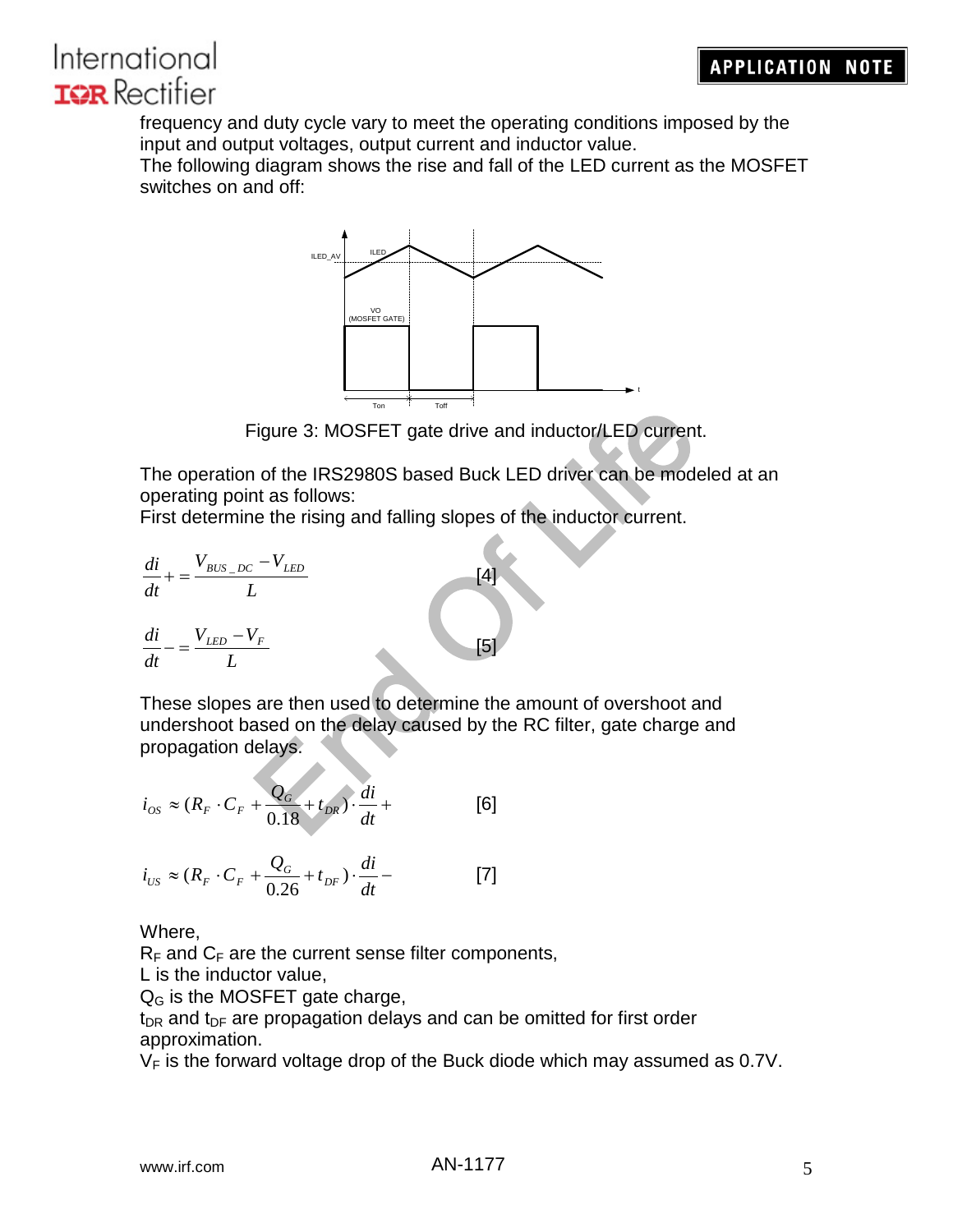frequency and duty cycle vary to meet the operating conditions imposed by the input and output voltages, output current and inductor value.
The following diagram shows the rise and fall of the LED current as the MOSFET switches on and off:

ILED_AV
ILED
VO
(MOSFET GATE)
Ton
Toff
t

Figure 3: MOSFET gate drive and inductor/LED current.

The operation of the IRS2980S based Buck LED driver can be modeled at an operating point as follows:
First determine the rising and falling slopes of the inductor current.

$$\frac{di}{dt}+=\frac{V_{BUS\_DC}-V_{LED}}{L} \qquad [4]$$

$$\frac{di}{dt}-=\frac{V_{LED}-V_{F}}{L} \qquad [5]$$

These slopes are then used to determine the amount of overshoot and undershoot based on the delay caused by the RC filter, gate charge and propagation delays.

$$i_{OS}\approx(R_F\cdot C_F+\frac{Q_G}{0.18}+t_{DR})\cdot\frac{di}{dt}+ \qquad [6]$$

$$i_{US}\approx(R_F\cdot C_F+\frac{Q_G}{0.26}+t_{DF})\cdot\frac{di}{dt}- \qquad [7]$$

Where,
$R_F$ and $C_F$ are the current sense filter components,
L is the inductor value,
$Q_G$ is the MOSFET gate charge,
$t_{DR}$ and $t_{DF}$ are propagation delays and can be omitted for first order approximation.
$V_F$ is the forward voltage drop of the Buck diode which may assumed as 0.7V.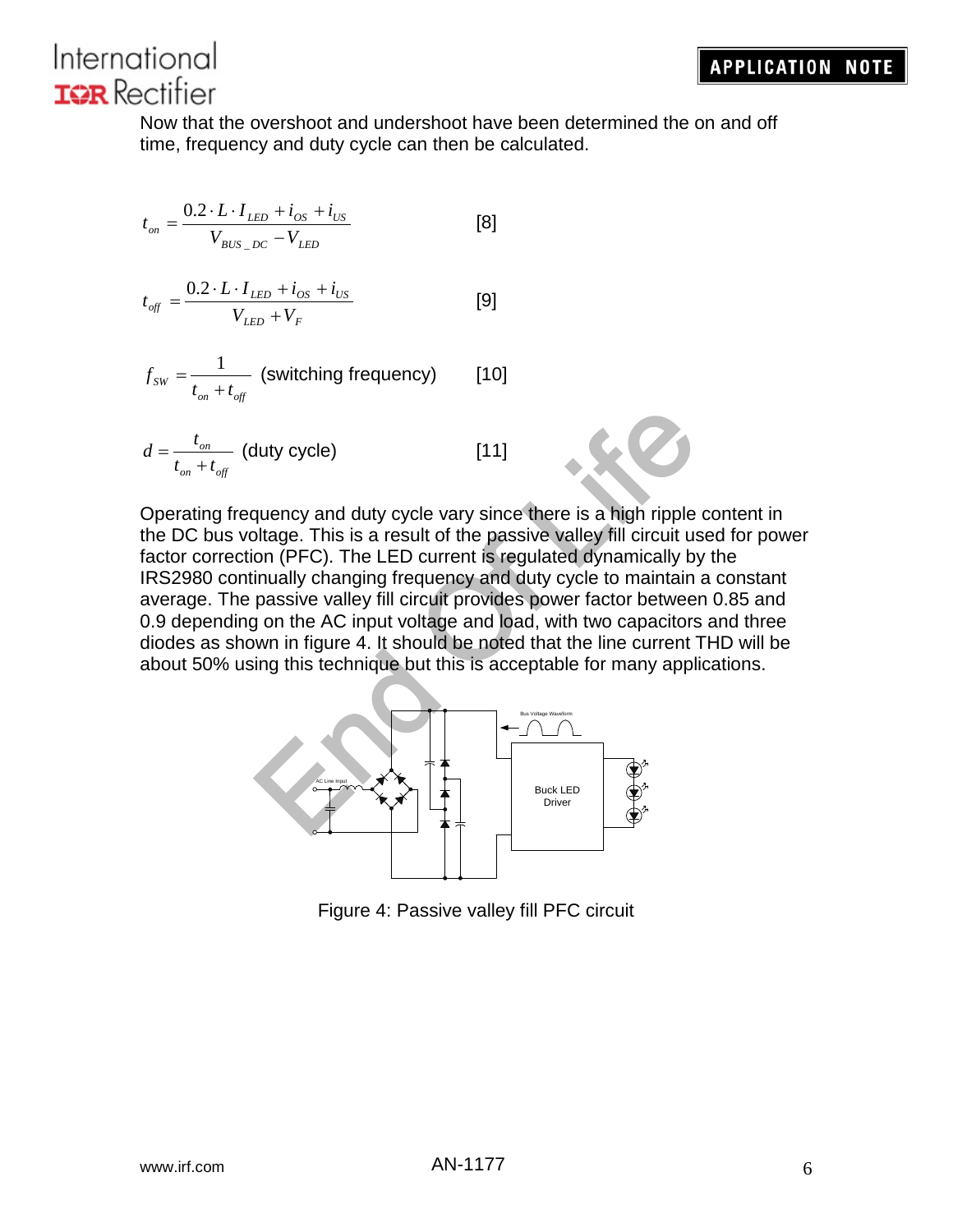Now that the overshoot and undershoot have been determined the on and off time, frequency and duty cycle can then be calculated.

$$t_{on} = \frac{0.2 \cdot L \cdot I_{LED} + i_{OS} + i_{US}}{V_{BUS\_DC} - V_{LED}} \quad [8]$$

$$t_{off} = \frac{0.2 \cdot L \cdot I_{LED} + i_{OS} + i_{US}}{V_{LED} + V_F} \quad [9]$$

$$f_{SW} = \frac{1}{t_{on} + t_{off}} \text{ (switching frequency)} \quad [10]$$

$$d = \frac{t_{on}}{t_{on} + t_{off}} \text{ (duty cycle)} \quad [11]$$

Operating frequency and duty cycle vary since there is a high ripple content in the DC bus voltage. This is a result of the passive valley fill circuit used for power factor correction (PFC). The LED current is regulated dynamically by the IRS2980 continually changing frequency and duty cycle to maintain a constant average. The passive valley fill circuit provides power factor between 0.85 and 0.9 depending on the AC input voltage and load, with two capacitors and three diodes as shown in figure 4. It should be noted that the line current THD will be about 50% using this technique but this is acceptable for many applications.

Bus Voltage Waveform

AC Line Input

Buck LED Driver

Figure 4: Passive valley fill PFC circuit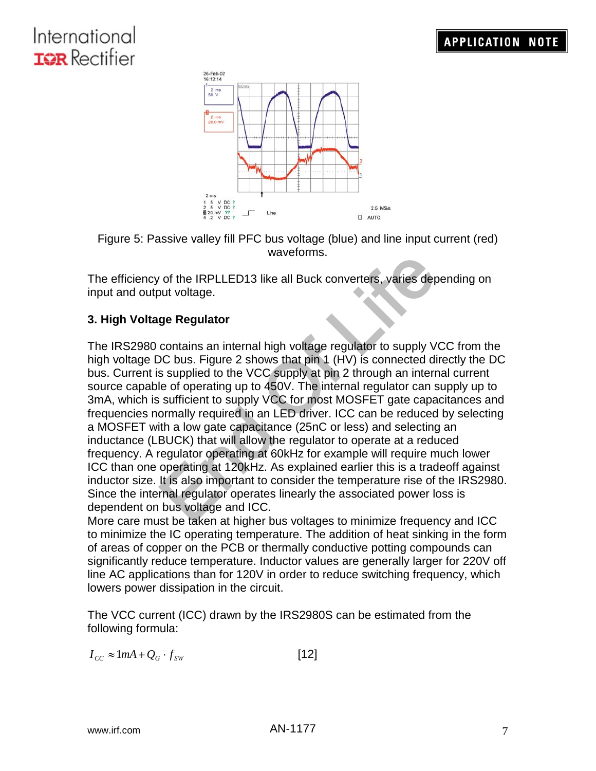26-Feb-02
16:12:14

2 ms
50 V

2 ms
20.0 mV

2 ms
1 5 V DC ?
2 .5 V DC ?
3 20 mV ??
4 .2 V DC ?

Line

2.5 MS/s
AUTO

Figure 5: Passive valley fill PFC bus voltage (blue) and line input current (red) waveforms.

The efficiency of the IRPLLED13 like all Buck converters, varies depending on input and output voltage.

### 3. High Voltage Regulator

The IRS2980 contains an internal high voltage regulator to supply VCC from the high voltage DC bus. Figure 2 shows that pin 1 (HV) is connected directly the DC bus. Current is supplied to the VCC supply at pin 2 through an internal current source capable of operating up to 450V. The internal regulator can supply up to 3mA, which is sufficient to supply VCC for most MOSFET gate capacitances and frequencies normally required in an LED driver. ICC can be reduced by selecting a MOSFET with a low gate capacitance (25nC or less) and selecting an inductance (LBUCK) that will allow the regulator to operate at a reduced frequency. A regulator operating at 60kHz for example will require much lower ICC than one operating at 120kHz. As explained earlier this is a tradeoff against inductor size. It is also important to consider the temperature rise of the IRS2980. Since the internal regulator operates linearly the associated power loss is dependent on bus voltage and ICC.
More care must be taken at higher bus voltages to minimize frequency and ICC to minimize the IC operating temperature. The addition of heat sinking in the form of areas of copper on the PCB or thermally conductive potting compounds can significantly reduce temperature. Inductor values are generally larger for 220V off line AC applications than for 120V in order to reduce switching frequency, which lowers power dissipation in the circuit.

The VCC current (ICC) drawn by the IRS2980S can be estimated from the following formula:

$$I_{CC} \approx 1mA + Q_G \cdot f_{SW} \qquad [12]$$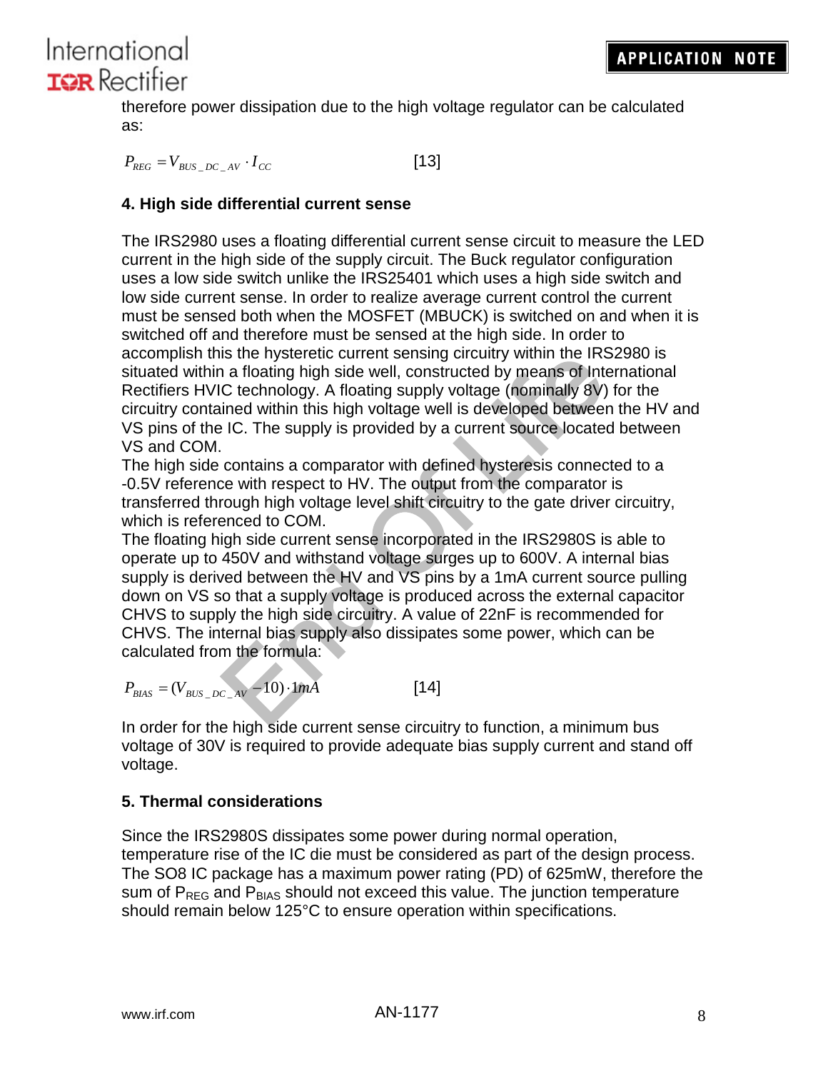therefore power dissipation due to the high voltage regulator can be calculated as:

$$P_{REG} = V_{BUS\_DC\_AV} \cdot I_{CC} \qquad [13]$$

## 4. High side differential current sense

The IRS2980 uses a floating differential current sense circuit to measure the LED current in the high side of the supply circuit. The Buck regulator configuration uses a low side switch unlike the IRS25401 which uses a high side switch and low side current sense. In order to realize average current control the current must be sensed both when the MOSFET (MBUCK) is switched on and when it is switched off and therefore must be sensed at the high side. In order to accomplish this the hysteretic current sensing circuitry within the IRS2980 is situated within a floating high side well, constructed by means of International Rectifiers HVIC technology. A floating supply voltage (nominally 8V) for the circuitry contained within this high voltage well is developed between the HV and VS pins of the IC. The supply is provided by a current source located between VS and COM.

The high side contains a comparator with defined hysteresis connected to a -0.5V reference with respect to HV. The output from the comparator is transferred through high voltage level shift circuitry to the gate driver circuitry, which is referenced to COM.

The floating high side current sense incorporated in the IRS2980S is able to operate up to 450V and withstand voltage surges up to 600V. A internal bias supply is derived between the HV and VS pins by a 1mA current source pulling down on VS so that a supply voltage is produced across the external capacitor CHVS to supply the high side circuitry. A value of 22nF is recommended for CHVS. The internal bias supply also dissipates some power, which can be calculated from the formula:

$$P_{BIAS} = (V_{BUS\_DC\_AV} - 10) \cdot 1mA \qquad [14]$$

In order for the high side current sense circuitry to function, a minimum bus voltage of 30V is required to provide adequate bias supply current and stand off voltage.

## 5. Thermal considerations

Since the IRS2980S dissipates some power during normal operation, temperature rise of the IC die must be considered as part of the design process. The SO8 IC package has a maximum power rating (PD) of 625mW, therefore the sum of $P_{REG}$ and $P_{BIAS}$ should not exceed this value. The junction temperature should remain below 125°C to ensure operation within specifications.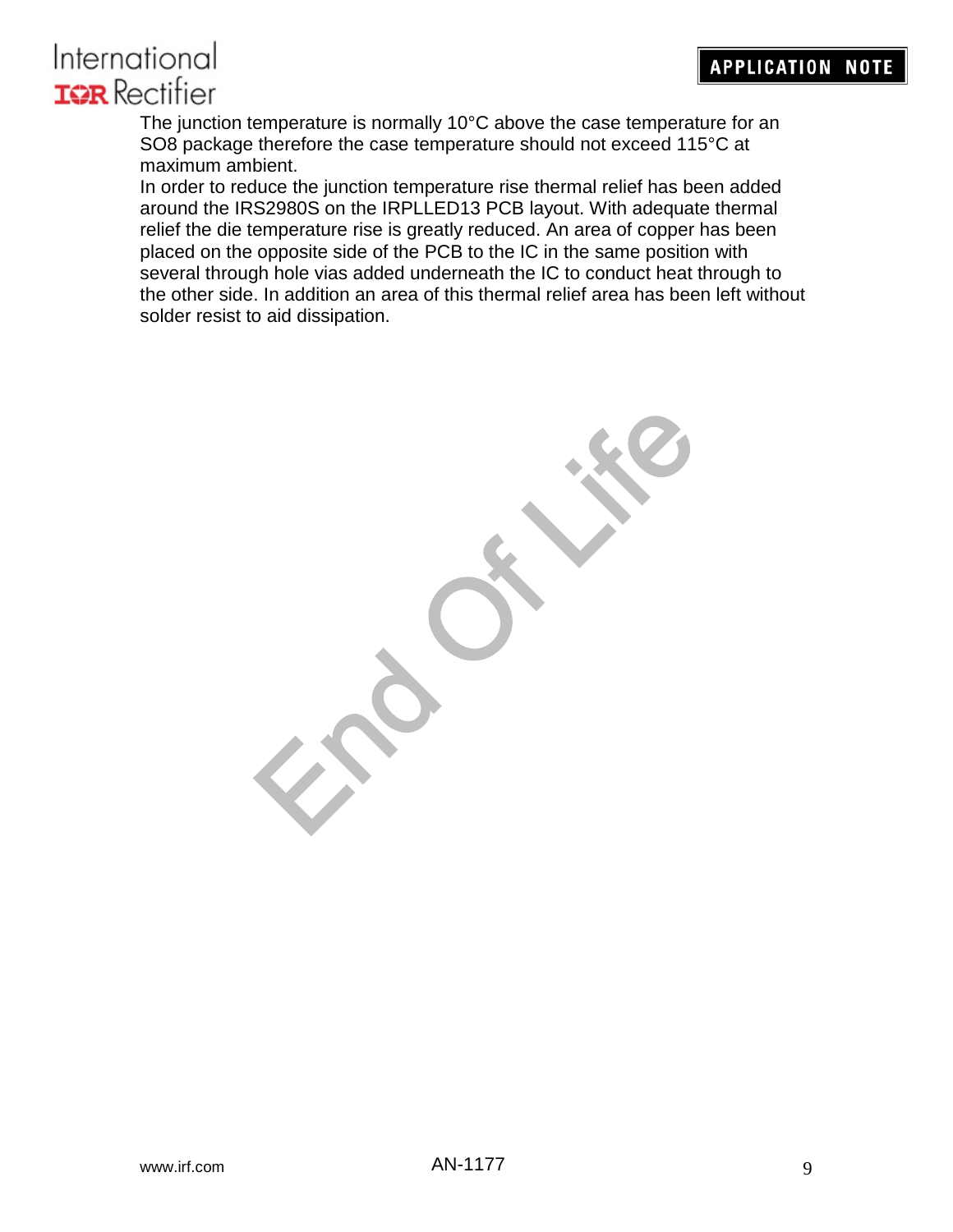The junction temperature is normally 10°C above the case temperature for an SO8 package therefore the case temperature should not exceed 115°C at maximum ambient.

In order to reduce the junction temperature rise thermal relief has been added around the IRS2980S on the IRPLLED13 PCB layout. With adequate thermal relief the die temperature rise is greatly reduced. An area of copper has been placed on the opposite side of the PCB to the IC in the same position with several through hole vias added underneath the IC to conduct heat through to the other side. In addition an area of this thermal relief area has been left without solder resist to aid dissipation.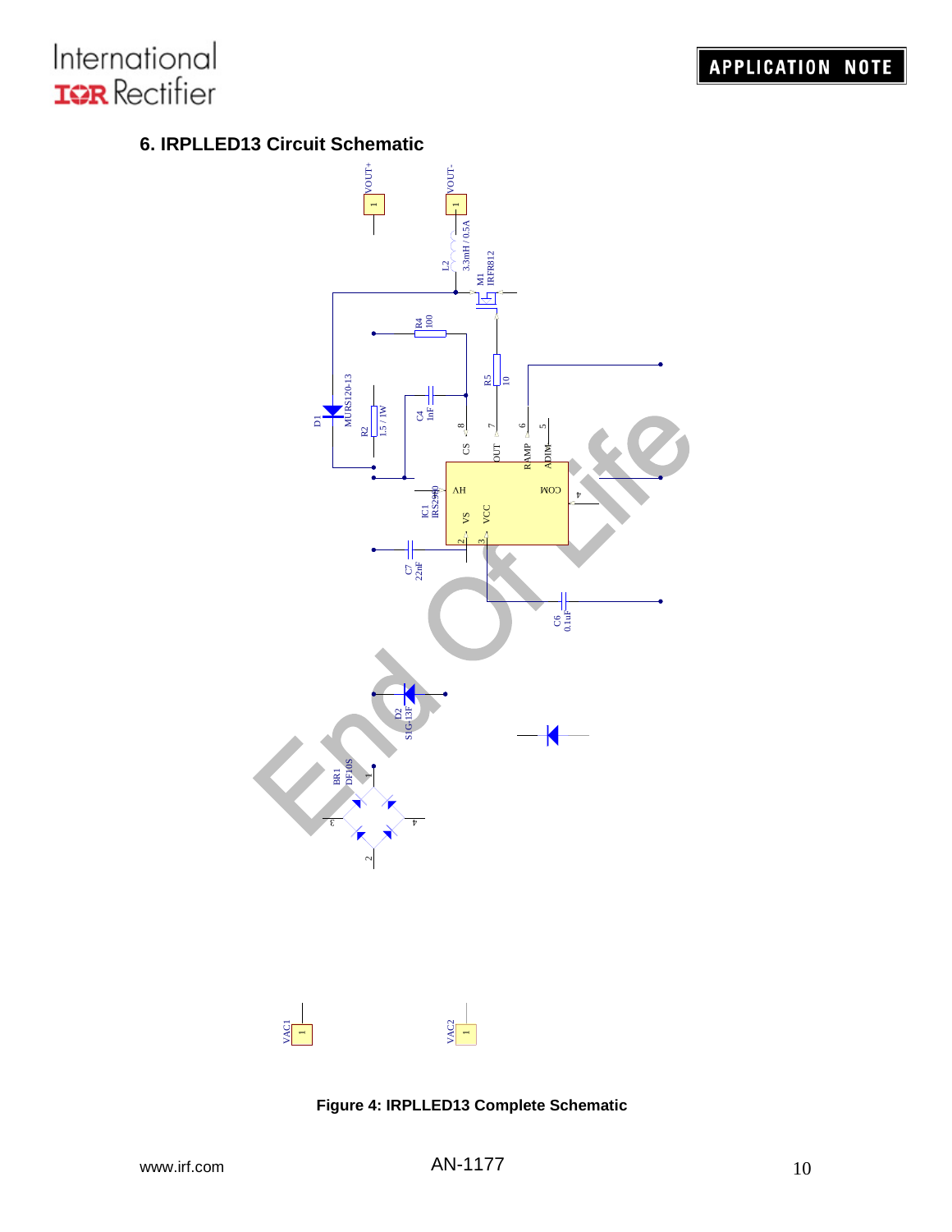## 6. IRPLLED13 Circuit Schematic

VOUT+
1

VOUT-
1

L2
3.3mH / 0.5A

M1
IRFR812

R4
100

R5
10

D1
MURS120-13

R2
1.5 / 1W

C4
1nF

CS 8
OUT 7
RAMP 6
ADIM 5

IC1
IRS2980

HV
COM 4
VS 2
VCC 3

C7
22nF

C6
0.1uF

D2
S1G-13F

BR1
DF10S

VAC1
1

VAC2
1

End Of Life

Figure 4: IRPLLED13 Complete Schematic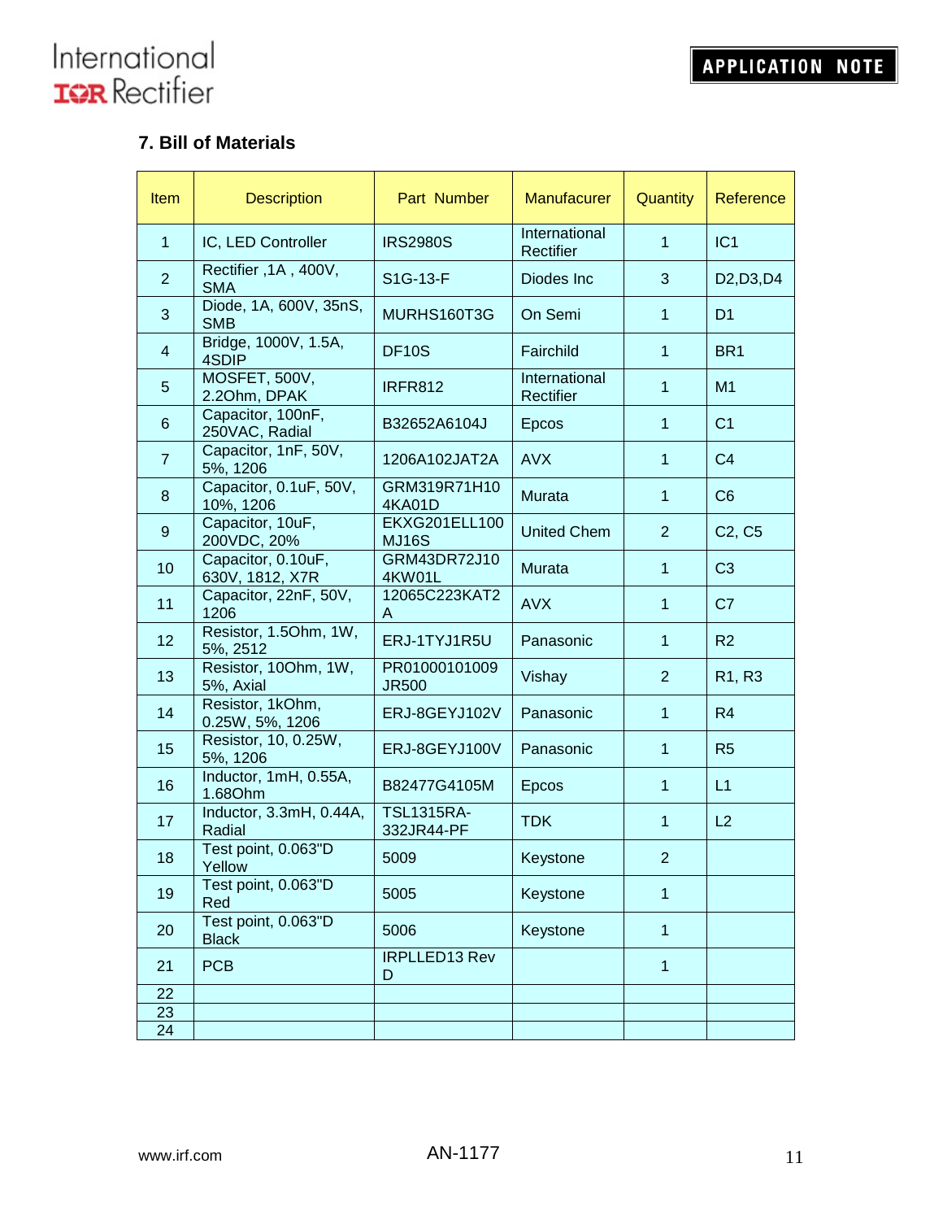## 7. Bill of Materials

| Item | Description | Part Number | Manufacurer | Quantity | Reference |
|---|---|---|---|---|---|
| 1 | IC, LED Controller | IRS2980S | International Rectifier | 1 | IC1 |
| 2 | Rectifier ,1A , 400V, SMA | S1G-13-F | Diodes Inc | 3 | D2,D3,D4 |
| 3 | Diode, 1A, 600V, 35nS, SMB | MURHS160T3G | On Semi | 1 | D1 |
| 4 | Bridge, 1000V, 1.5A, 4SDIP | DF10S | Fairchild | 1 | BR1 |
| 5 | MOSFET, 500V, 2.2Ohm, DPAK | IRFR812 | International Rectifier | 1 | M1 |
| 6 | Capacitor, 100nF, 250VAC, Radial | B32652A6104J | Epcos | 1 | C1 |
| 7 | Capacitor, 1nF, 50V, 5%, 1206 | 1206A102JAT2A | AVX | 1 | C4 |
| 8 | Capacitor, 0.1uF, 50V, 10%, 1206 | GRM319R71H104KA01D | Murata | 1 | C6 |
| 9 | Capacitor, 10uF, 200VDC, 20% | EKXG201ELL100MJ16S | United Chem | 2 | C2, C5 |
| 10 | Capacitor, 0.10uF, 630V, 1812, X7R | GRM43DR72J104KW01L | Murata | 1 | C3 |
| 11 | Capacitor, 22nF, 50V, 1206 | 12065C223KAT2A | AVX | 1 | C7 |
| 12 | Resistor, 1.5Ohm, 1W, 5%, 2512 | ERJ-1TYJ1R5U | Panasonic | 1 | R2 |
| 13 | Resistor, 10Ohm, 1W, 5%, Axial | PR01000101009JR500 | Vishay | 2 | R1, R3 |
| 14 | Resistor, 1kOhm, 0.25W, 5%, 1206 | ERJ-8GEYJ102V | Panasonic | 1 | R4 |
| 15 | Resistor, 10, 0.25W, 5%, 1206 | ERJ-8GEYJ100V | Panasonic | 1 | R5 |
| 16 | Inductor, 1mH, 0.55A, 1.68Ohm | B82477G4105M | Epcos | 1 | L1 |
| 17 | Inductor, 3.3mH, 0.44A, Radial | TSL1315RA-332JR44-PF | TDK | 1 | L2 |
| 18 | Test point, 0.063"D Yellow | 5009 | Keystone | 2 | |
| 19 | Test point, 0.063"D Red | 5005 | Keystone | 1 | |
| 20 | Test point, 0.063"D Black | 5006 | Keystone | 1 | |
| 21 | PCB | IRPLLED13 Rev D | | 1 | |
| 22 | | | | | |
| 23 | | | | | |
| 24 | | | | | |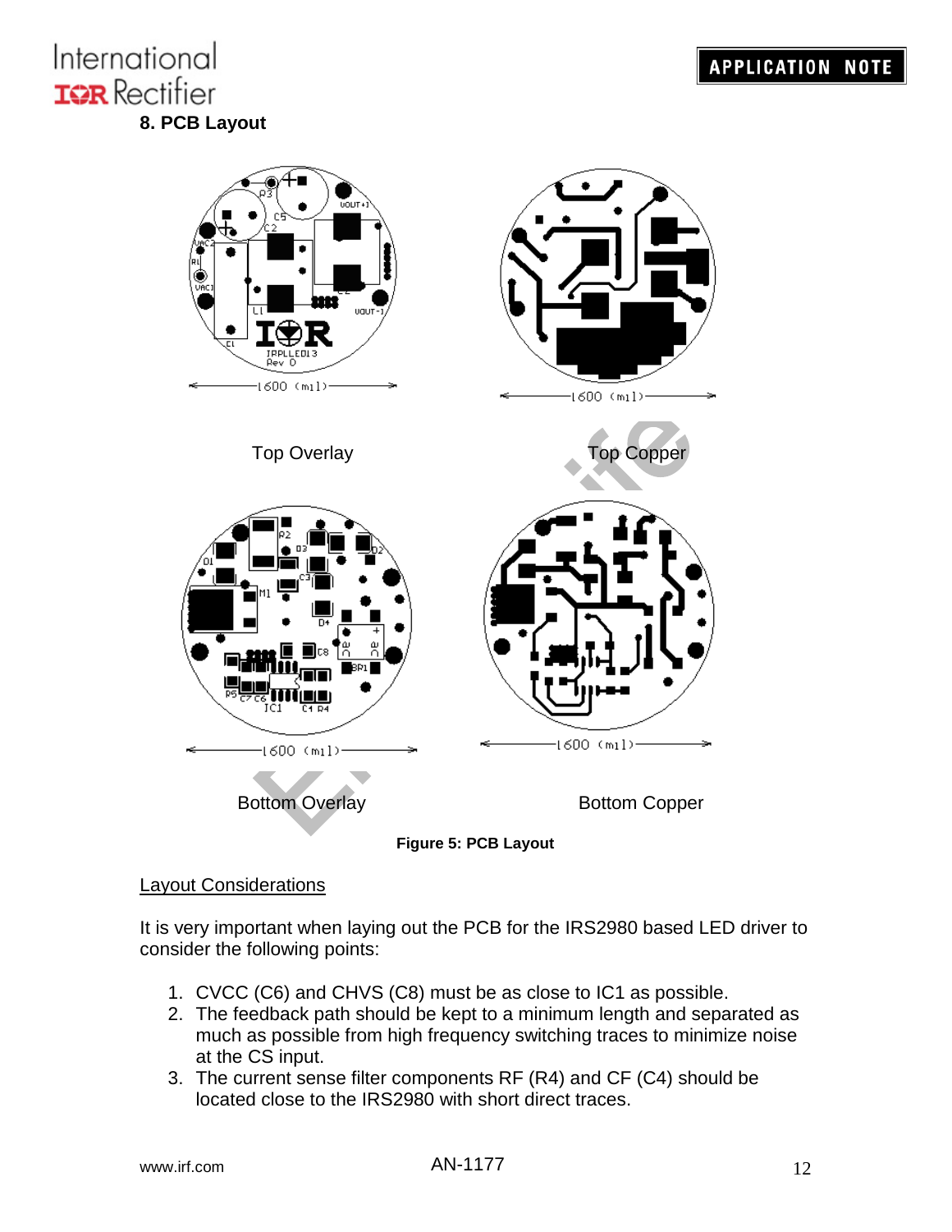## 8. PCB Layout

1600 (mil)

Top Overlay

1600 (mil)

Top Copper

1600 (mil)

Bottom Overlay

1600 (mil)

Bottom Copper

**Figure 5: PCB Layout**

<u>Layout Considerations</u>

It is very important when laying out the PCB for the IRS2980 based LED driver to consider the following points:

1. CVCC (C6) and CHVS (C8) must be as close to IC1 as possible.
2. The feedback path should be kept to a minimum length and separated as much as possible from high frequency switching traces to minimize noise at the CS input.
3. The current sense filter components RF (R4) and CF (C4) should be located close to the IRS2980 with short direct traces.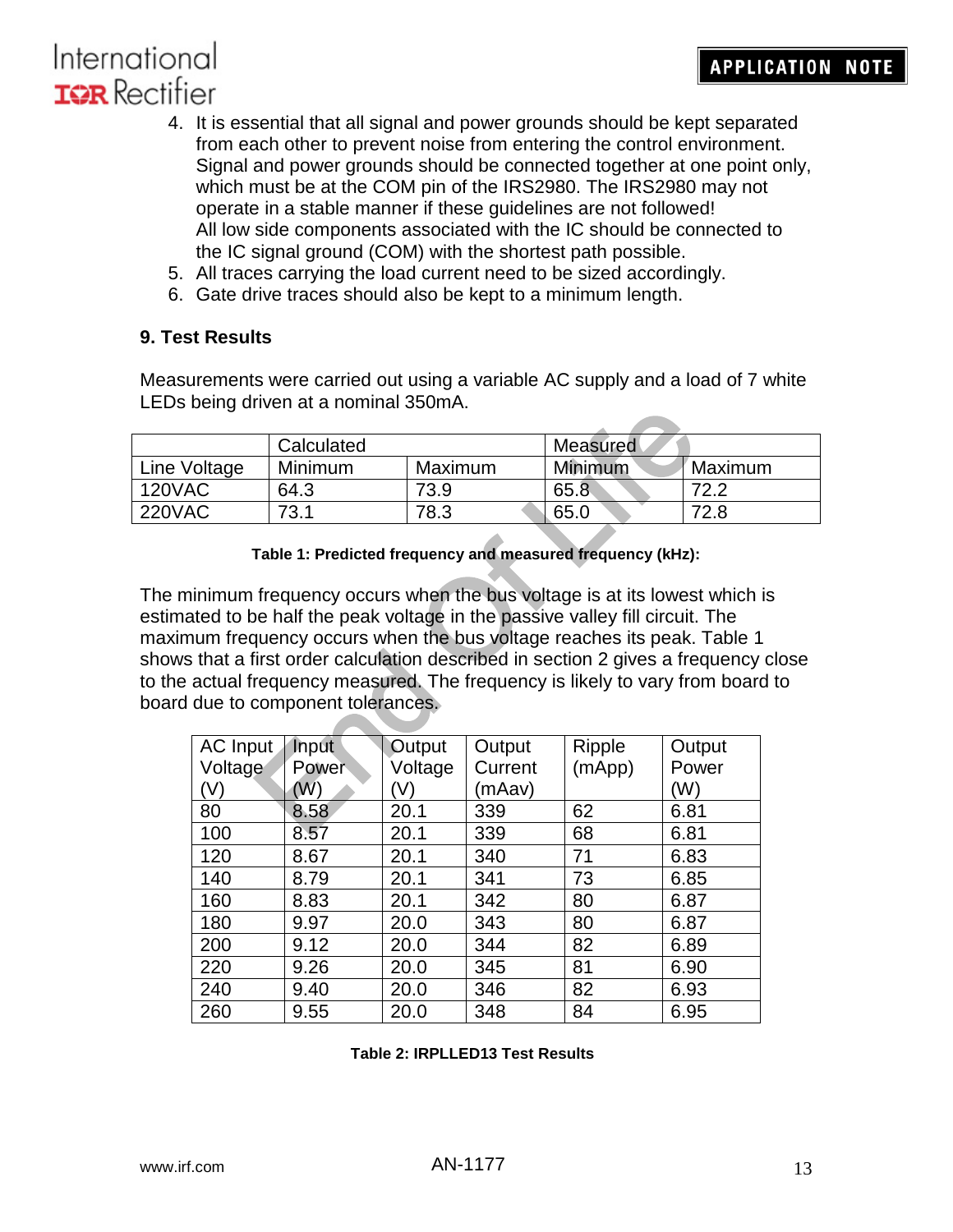4. It is essential that all signal and power grounds should be kept separated from each other to prevent noise from entering the control environment. Signal and power grounds should be connected together at one point only, which must be at the COM pin of the IRS2980. The IRS2980 may not operate in a stable manner if these guidelines are not followed!
   All low side components associated with the IC should be connected to the IC signal ground (COM) with the shortest path possible.
5. All traces carrying the load current need to be sized accordingly.
6. Gate drive traces should also be kept to a minimum length.

### 9. Test Results

Measurements were carried out using a variable AC supply and a load of 7 white LEDs being driven at a nominal 350mA.

| | Calculated | | Measured | |
|---|---|---|---|---|
| Line Voltage | Minimum | Maximum | Minimum | Maximum |
| 120VAC | 64.3 | 73.9 | 65.8 | 72.2 |
| 220VAC | 73.1 | 78.3 | 65.0 | 72.8 |

**Table 1: Predicted frequency and measured frequency (kHz):**

The minimum frequency occurs when the bus voltage is at its lowest which is estimated to be half the peak voltage in the passive valley fill circuit. The maximum frequency occurs when the bus voltage reaches its peak. Table 1 shows that a first order calculation described in section 2 gives a frequency close to the actual frequency measured. The frequency is likely to vary from board to board due to component tolerances.

| AC Input Voltage (V) | Input Power (W) | Output Voltage (V) | Output Current (mAav) | Ripple (mApp) | Output Power (W) |
|---|---|---|---|---|---|
| 80 | 8.58 | 20.1 | 339 | 62 | 6.81 |
| 100 | 8.57 | 20.1 | 339 | 68 | 6.81 |
| 120 | 8.67 | 20.1 | 340 | 71 | 6.83 |
| 140 | 8.79 | 20.1 | 341 | 73 | 6.85 |
| 160 | 8.83 | 20.1 | 342 | 80 | 6.87 |
| 180 | 9.97 | 20.0 | 343 | 80 | 6.87 |
| 200 | 9.12 | 20.0 | 344 | 82 | 6.89 |
| 220 | 9.26 | 20.0 | 345 | 81 | 6.90 |
| 240 | 9.40 | 20.0 | 346 | 82 | 6.93 |
| 260 | 9.55 | 20.0 | 348 | 84 | 6.95 |

**Table 2: IRPLLED13 Test Results**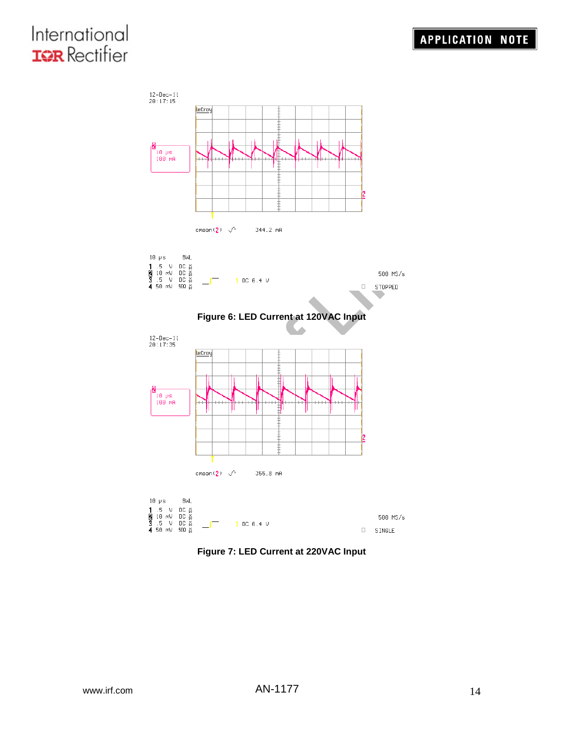12-Dec-11
20:17:15

cmean(2) 344.2 mA

10 μs BWL

1 .5 V DC

2 10 mV DC

3 .5 V DC

4 50 mV 50Ω

1 DC 6.4 V

500 MS/s

STOPPED

**Figure 6: LED Current at 120VAC Input**

12-Dec-11
20:17:35

cmean(2) 355.8 mA

10 μs BWL

1 .5 V DC

2 10 mV DC

3 .5 V DC

4 50 mV 50Ω

1 DC 6.4 V

500 MS/s

SINGLE

**Figure 7: LED Current at 220VAC Input**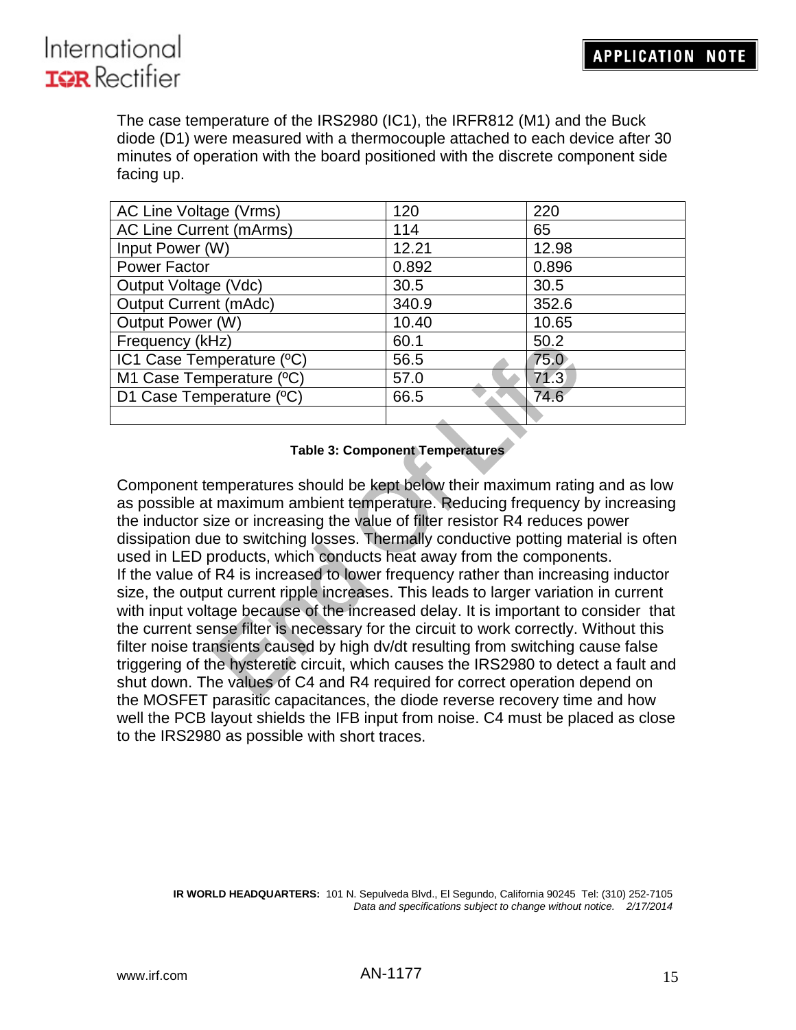The case temperature of the IRS2980 (IC1), the IRFR812 (M1) and the Buck diode (D1) were measured with a thermocouple attached to each device after 30 minutes of operation with the board positioned with the discrete component side facing up.

| | | |
|---|---|---|
| AC Line Voltage (Vrms) | 120 | 220 |
| AC Line Current (mArms) | 114 | 65 |
| Input Power (W) | 12.21 | 12.98 |
| Power Factor | 0.892 | 0.896 |
| Output Voltage (Vdc) | 30.5 | 30.5 |
| Output Current (mAdc) | 340.9 | 352.6 |
| Output Power (W) | 10.40 | 10.65 |
| Frequency (kHz) | 60.1 | 50.2 |
| IC1 Case Temperature (ºC) | 56.5 | 75.0 |
| M1 Case Temperature (ºC) | 57.0 | 71.3 |
| D1 Case Temperature (ºC) | 66.5 | 74.6 |
| | | |

**Table 3: Component Temperatures**

Component temperatures should be kept below their maximum rating and as low as possible at maximum ambient temperature. Reducing frequency by increasing the inductor size or increasing the value of filter resistor R4 reduces power dissipation due to switching losses. Thermally conductive potting material is often used in LED products, which conducts heat away from the components.
If the value of R4 is increased to lower frequency rather than increasing inductor size, the output current ripple increases. This leads to larger variation in current with input voltage because of the increased delay. It is important to consider that the current sense filter is necessary for the circuit to work correctly. Without this filter noise transients caused by high dv/dt resulting from switching cause false triggering of the hysteretic circuit, which causes the IRS2980 to detect a fault and shut down. The values of C4 and R4 required for correct operation depend on the MOSFET parasitic capacitances, the diode reverse recovery time and how well the PCB layout shields the IFB input from noise. C4 must be placed as close to the IRS2980 as possible with short traces.

**IR WORLD HEADQUARTERS:** 101 N. Sepulveda Blvd., El Segundo, California 90245 Tel: (310) 252-7105
*Data and specifications subject to change without notice. 2/17/2014*